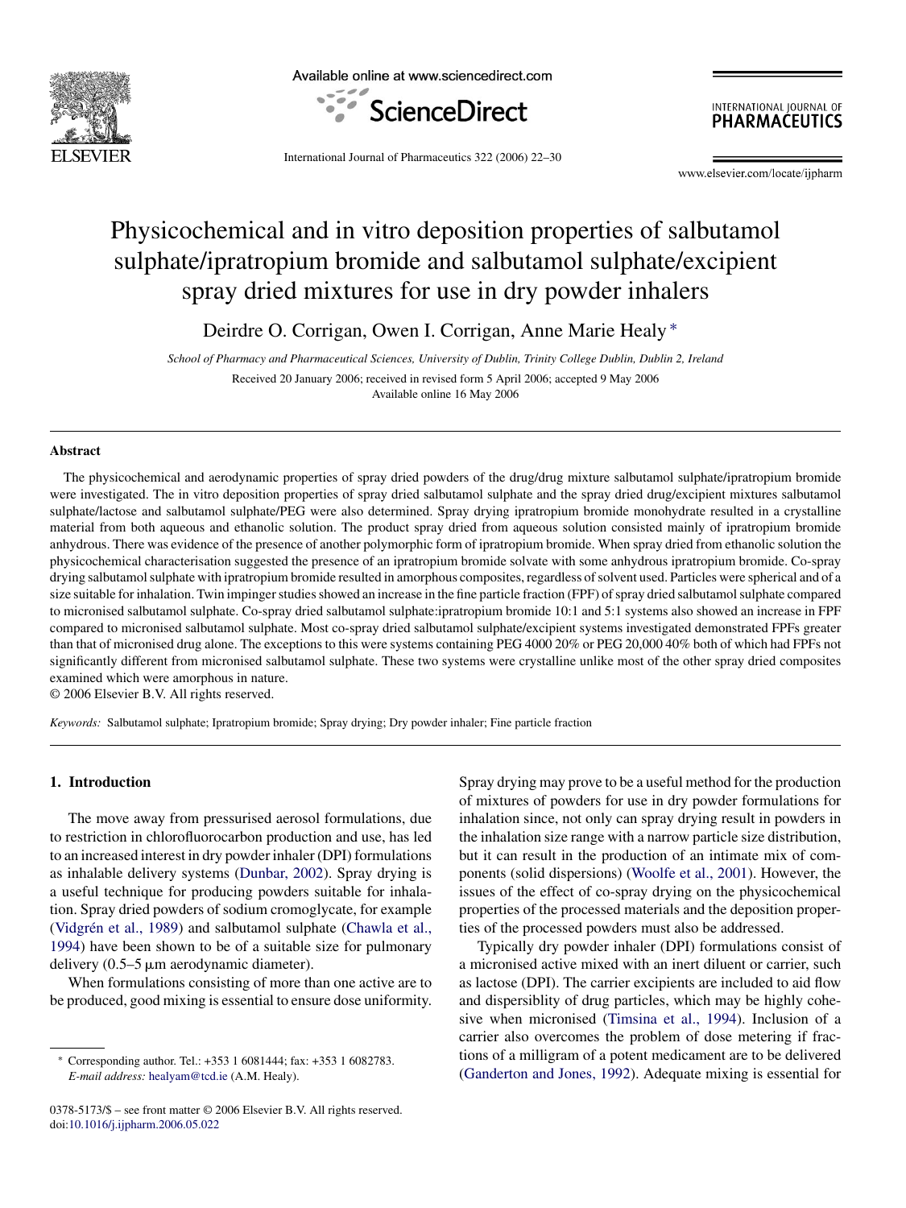# Physicochemical and in vitro deposition properties of salbutamol sulphate/ipratropium bromide and salbutamol sulphate/excipient spray dried mixtures for use in dry powder inhalers

Deirdre O. Corrigan, Owen I. Corrigan, Anne Marie Healy *

*School of Pharmacy and Pharmaceutical Sciences, University of Dublin, Trinity College Dublin, Dublin 2, Ireland*

Received 20 January 2006; received in revised form 5 April 2006; accepted 9 May 2006

Available online 16 May 2006

## Abstract

The physicochemical and aerodynamic properties of spray dried powders of the drug/drug mixture salbutamol sulphate/ipratropium bromide were investigated. The in vitro deposition properties of spray dried salbutamol sulphate and the spray dried drug/excipient mixtures salbutamol sulphate/lactose and salbutamol sulphate/PEG were also determined. Spray drying ipratropium bromide monohydrate resulted in a crystalline material from both aqueous and ethanolic solution. The product spray dried from aqueous solution consisted mainly of ipratropium bromide anhydrous. There was evidence of the presence of another polymorphic form of ipratropium bromide. When spray dried from ethanolic solution the physicochemical characterisation suggested the presence of an ipratropium bromide solvate with some anhydrous ipratropium bromide. Co-spray drying salbutamol sulphate with ipratropium bromide resulted in amorphous composites, regardless of solvent used. Particles were spherical and of a size suitable for inhalation. Twin impinger studies showed an increase in the fine particle fraction (FPF) of spray dried salbutamol sulphate compared to micronised salbutamol sulphate. Co-spray dried salbutamol sulphate:ipratropium bromide 10:1 and 5:1 systems also showed an increase in FPF compared to micronised salbutamol sulphate. Most co-spray dried salbutamol sulphate/excipient systems investigated demonstrated FPFs greater than that of micronised drug alone. The exceptions to this were systems containing PEG 4000 20% or PEG 20,000 40% both of which had FPFs not significantly different from micronised salbutamol sulphate. These two systems were crystalline unlike most of the other spray dried composites examined which were amorphous in nature.

© 2006 Elsevier B.V. All rights reserved.

*Keywords:* Salbutamol sulphate; Ipratropium bromide; Spray drying; Dry powder inhaler; Fine particle fraction

## 1. Introduction

The move away from pressurised aerosol formulations, due to restriction in chlorofluorocarbon production and use, has led to an increased interest in dry powder inhaler (DPI) formulations as inhalable delivery systems (Dunbar, 2002). Spray drying is a useful technique for producing powders suitable for inhalation. Spray dried powders of sodium cromoglycate, for example (Vidgrén et al., 1989) and salbutamol sulphate (Chawla et al., 1994) have been shown to be of a suitable size for pulmonary delivery (0.5–5 μm aerodynamic diameter).

When formulations consisting of more than one active are to be produced, good mixing is essential to ensure dose uniformity. Spray drying may prove to be a useful method for the production of mixtures of powders for use in dry powder formulations for inhalation since, not only can spray drying result in powders in the inhalation size range with a narrow particle size distribution, but it can result in the production of an intimate mix of components (solid dispersions) (Woolfe et al., 2001). However, the issues of the effect of co-spray drying on the physicochemical properties of the processed materials and the deposition properties of the processed powders must also be addressed.

Typically dry powder inhaler (DPI) formulations consist of a micronised active mixed with an inert diluent or carrier, such as lactose (DPI). The carrier excipients are included to aid flow and dispersiblity of drug particles, which may be highly cohesive when micronised (Timsina et al., 1994). Inclusion of a carrier also overcomes the problem of dose metering if fractions of a milligram of a potent medicament are to be delivered (Ganderton and Jones, 1992). Adequate mixing is essential for

---

* Corresponding author. Tel.: +353 1 6081444; fax: +353 1 6082783.
*E-mail address:* healyam@tcd.ie (A.M. Healy).

0378-5173/$ – see front matter © 2006 Elsevier B.V. All rights reserved.
doi:10.1016/j.ijpharm.2006.05.022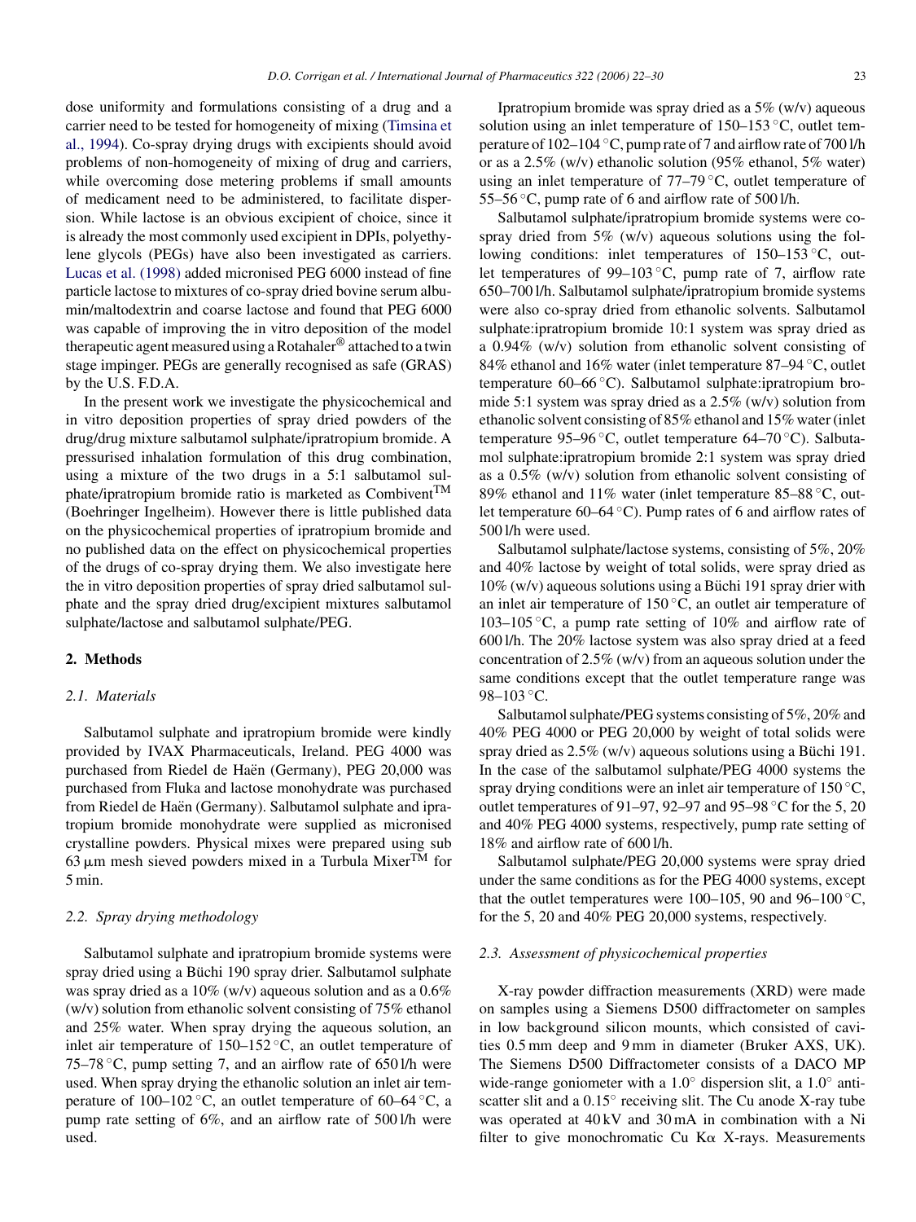dose uniformity and formulations consisting of a drug and a carrier need to be tested for homogeneity of mixing (Timsina et al., 1994). Co-spray drying drugs with excipients should avoid problems of non-homogeneity of mixing of drug and carriers, while overcoming dose metering problems if small amounts of medicament need to be administered, to facilitate dispersion. While lactose is an obvious excipient of choice, since it is already the most commonly used excipient in DPIs, polyethylene glycols (PEGs) have also been investigated as carriers. Lucas et al. (1998) added micronised PEG 6000 instead of fine particle lactose to mixtures of co-spray dried bovine serum albumin/maltodextrin and coarse lactose and found that PEG 6000 was capable of improving the in vitro deposition of the model therapeutic agent measured using a Rotahaler® attached to a twin stage impinger. PEGs are generally recognised as safe (GRAS) by the U.S. F.D.A.

In the present work we investigate the physicochemical and in vitro deposition properties of spray dried powders of the drug/drug mixture salbutamol sulphate/ipratropium bromide. A pressurised inhalation formulation of this drug combination, using a mixture of the two drugs in a 5:1 salbutamol sulphate/ipratropium bromide ratio is marketed as Combivent™ (Boehringer Ingelheim). However there is little published data on the physicochemical properties of ipratropium bromide and no published data on the effect on physicochemical properties of the drugs of co-spray drying them. We also investigate here the in vitro deposition properties of spray dried salbutamol sulphate and the spray dried drug/excipient mixtures salbutamol sulphate/lactose and salbutamol sulphate/PEG.

## 2. Methods

### 2.1. Materials

Salbutamol sulphate and ipratropium bromide were kindly provided by IVAX Pharmaceuticals, Ireland. PEG 4000 was purchased from Riedel de Haën (Germany), PEG 20,000 was purchased from Fluka and lactose monohydrate was purchased from Riedel de Haën (Germany). Salbutamol sulphate and ipratropium bromide monohydrate were supplied as micronised crystalline powders. Physical mixes were prepared using sub 63 μm mesh sieved powders mixed in a Turbula Mixer™ for 5 min.

### 2.2. Spray drying methodology

Salbutamol sulphate and ipratropium bromide systems were spray dried using a Büchi 190 spray drier. Salbutamol sulphate was spray dried as a 10% (w/v) aqueous solution and as a 0.6% (w/v) solution from ethanolic solvent consisting of 75% ethanol and 25% water. When spray drying the aqueous solution, an inlet air temperature of 150–152 °C, an outlet temperature of 75–78 °C, pump setting 7, and an airflow rate of 650 l/h were used. When spray drying the ethanolic solution an inlet air temperature of 100–102 °C, an outlet temperature of 60–64 °C, a pump rate setting of 6%, and an airflow rate of 500 l/h were used.

Ipratropium bromide was spray dried as a 5% (w/v) aqueous solution using an inlet temperature of 150–153 °C, outlet temperature of 102–104 °C, pump rate of 7 and airflow rate of 700 l/h or as a 2.5% (w/v) ethanolic solution (95% ethanol, 5% water) using an inlet temperature of 77–79 °C, outlet temperature of 55–56 °C, pump rate of 6 and airflow rate of 500 l/h.

Salbutamol sulphate/ipratropium bromide systems were co-spray dried from 5% (w/v) aqueous solutions using the following conditions: inlet temperatures of 150–153 °C, outlet temperatures of 99–103 °C, pump rate of 7, airflow rate 650–700 l/h. Salbutamol sulphate/ipratropium bromide systems were also co-spray dried from ethanolic solvents. Salbutamol sulphate:ipratropium bromide 10:1 system was spray dried as a 0.94% (w/v) solution from ethanolic solvent consisting of 84% ethanol and 16% water (inlet temperature 87–94 °C, outlet temperature 60–66 °C). Salbutamol sulphate:ipratropium bromide 5:1 system was spray dried as a 2.5% (w/v) solution from ethanolic solvent consisting of 85% ethanol and 15% water (inlet temperature 95–96 °C, outlet temperature 64–70 °C). Salbutamol sulphate:ipratropium bromide 2:1 system was spray dried as a 0.5% (w/v) solution from ethanolic solvent consisting of 89% ethanol and 11% water (inlet temperature 85–88 °C, outlet temperature 60–64 °C). Pump rates of 6 and airflow rates of 500 l/h were used.

Salbutamol sulphate/lactose systems, consisting of 5%, 20% and 40% lactose by weight of total solids, were spray dried as 10% (w/v) aqueous solutions using a Büchi 191 spray drier with an inlet air temperature of 150 °C, an outlet air temperature of 103–105 °C, a pump rate setting of 10% and airflow rate of 600 l/h. The 20% lactose system was also spray dried at a feed concentration of 2.5% (w/v) from an aqueous solution under the same conditions except that the outlet temperature range was 98–103 °C.

Salbutamol sulphate/PEG systems consisting of 5%, 20% and 40% PEG 4000 or PEG 20,000 by weight of total solids were spray dried as 2.5% (w/v) aqueous solutions using a Büchi 191. In the case of the salbutamol sulphate/PEG 4000 systems the spray drying conditions were an inlet air temperature of 150 °C, outlet temperatures of 91–97, 92–97 and 95–98 °C for the 5, 20 and 40% PEG 4000 systems, respectively, pump rate setting of 18% and airflow rate of 600 l/h.

Salbutamol sulphate/PEG 20,000 systems were spray dried under the same conditions as for the PEG 4000 systems, except that the outlet temperatures were 100–105, 90 and 96–100 °C, for the 5, 20 and 40% PEG 20,000 systems, respectively.

### 2.3. Assessment of physicochemical properties

X-ray powder diffraction measurements (XRD) were made on samples using a Siemens D500 diffractometer on samples in low background silicon mounts, which consisted of cavities 0.5 mm deep and 9 mm in diameter (Bruker AXS, UK). The Siemens D500 Diffractometer consists of a DACO MP wide-range goniometer with a 1.0° dispersion slit, a 1.0° anti-scatter slit and a 0.15° receiving slit. The Cu anode X-ray tube was operated at 40 kV and 30 mA in combination with a Ni filter to give monochromatic Cu Kα X-rays. Measurements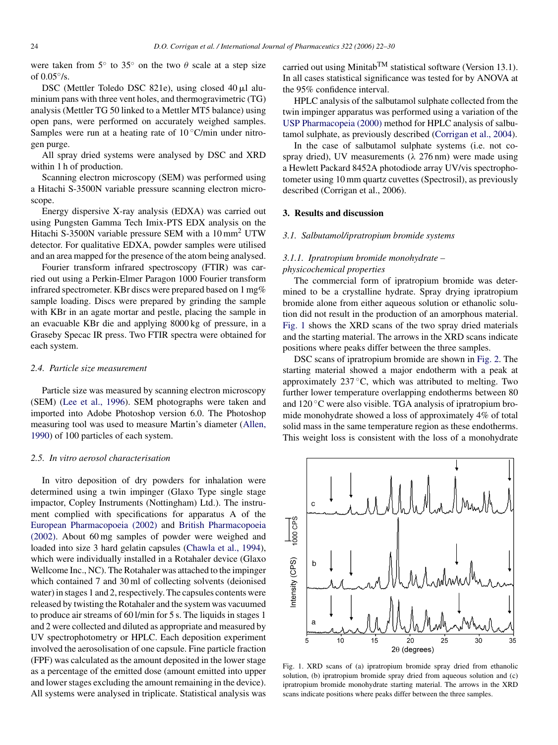were taken from 5° to 35° on the two θ scale at a step size of 0.05°/s.

DSC (Mettler Toledo DSC 821e), using closed 40 μl aluminium pans with three vent holes, and thermogravimetric (TG) analysis (Mettler TG 50 linked to a Mettler MT5 balance) using open pans, were performed on accurately weighed samples. Samples were run at a heating rate of 10 °C/min under nitrogen purge.

All spray dried systems were analysed by DSC and XRD within 1 h of production.

Scanning electron microscopy (SEM) was performed using a Hitachi S-3500N variable pressure scanning electron microscope.

Energy dispersive X-ray analysis (EDXA) was carried out using Pungsten Gamma Tech Imix-PTS EDX analysis on the Hitachi S-3500N variable pressure SEM with a 10 mm$^2$ UTW detector. For qualitative EDXA, powder samples were utilised and an area mapped for the presence of the atom being analysed.

Fourier transform infrared spectroscopy (FTIR) was carried out using a Perkin-Elmer Paragon 1000 Fourier transform infrared spectrometer. KBr discs were prepared based on 1 mg% sample loading. Discs were prepared by grinding the sample with KBr in an agate mortar and pestle, placing the sample in an evacuable KBr die and applying 8000 kg of pressure, in a Graseby Specac IR press. Two FTIR spectra were obtained for each system.

### *2.4. Particle size measurement*

Particle size was measured by scanning electron microscopy (SEM) (Lee et al., 1996). SEM photographs were taken and imported into Adobe Photoshop version 6.0. The Photoshop measuring tool was used to measure Martin's diameter (Allen, 1990) of 100 particles of each system.

### *2.5. In vitro aerosol characterisation*

In vitro deposition of dry powders for inhalation were determined using a twin impinger (Glaxo Type single stage impactor, Copley Instruments (Nottingham) Ltd.). The instrument complied with specifications for apparatus A of the European Pharmacopoeia (2002) and British Pharmacopoeia (2002). About 60 mg samples of powder were weighed and loaded into size 3 hard gelatin capsules (Chawla et al., 1994), which were individually installed in a Rotahaler device (Glaxo Wellcome Inc., NC). The Rotahaler was attached to the impinger which contained 7 and 30 ml of collecting solvents (deionised water) in stages 1 and 2, respectively. The capsules contents were released by twisting the Rotahaler and the system was vacuumed to produce air streams of 60 l/min for 5 s. The liquids in stages 1 and 2 were collected and diluted as appropriate and measured by UV spectrophotometry or HPLC. Each deposition experiment involved the aerosolisation of one capsule. Fine particle fraction (FPF) was calculated as the amount deposited in the lower stage as a percentage of the emitted dose (amount emitted into upper and lower stages excluding the amount remaining in the device). All systems were analysed in triplicate. Statistical analysis was carried out using Minitab™ statistical software (Version 13.1). In all cases statistical significance was tested for by ANOVA at the 95% confidence interval.

HPLC analysis of the salbutamol sulphate collected from the twin impinger apparatus was performed using a variation of the USP Pharmacopeia (2000) method for HPLC analysis of salbutamol sulphate, as previously described (Corrigan et al., 2004).

In the case of salbutamol sulphate systems (i.e. not co-spray dried), UV measurements (λ 276 nm) were made using a Hewlett Packard 8452A photodiode array UV/vis spectrophotometer using 10 mm quartz cuvettes (Spectrosil), as previously described (Corrigan et al., 2006).

## 3. Results and discussion

### *3.1. Salbutamol/ipratropium bromide systems*

#### *3.1.1. Ipratropium bromide monohydrate – physicochemical properties*

The commercial form of ipratropium bromide was determined to be a crystalline hydrate. Spray drying ipratropium bromide alone from either aqueous solution or ethanolic solution did not result in the production of an amorphous material. Fig. 1 shows the XRD scans of the two spray dried materials and the starting material. The arrows in the XRD scans indicate positions where peaks differ between the three samples.

DSC scans of ipratropium bromide are shown in Fig. 2. The starting material showed a major endotherm with a peak at approximately 237 °C, which was attributed to melting. Two further lower temperature overlapping endotherms between 80 and 120 °C were also visible. TGA analysis of ipratropium bromide monohydrate showed a loss of approximately 4% of total solid mass in the same temperature region as these endotherms. This weight loss is consistent with the loss of a monohydrate

Fig. 1. XRD scans of (a) ipratropium bromide spray dried from ethanolic solution, (b) ipratropium bromide spray dried from aqueous solution and (c) ipratropium bromide monohydrate starting material. The arrows in the XRD scans indicate positions where peaks differ between the three samples.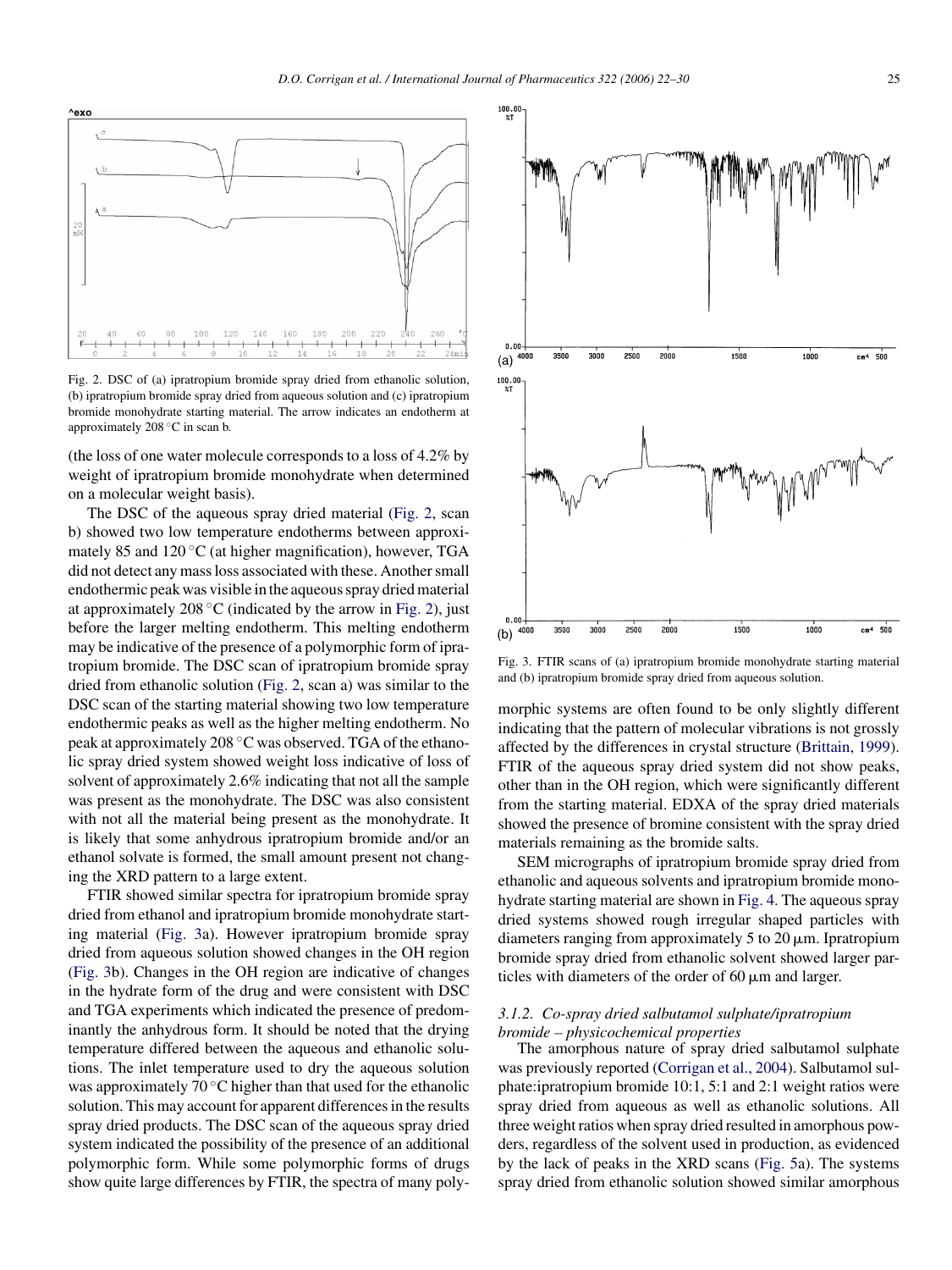Fig. 2. DSC of (a) ipratropium bromide spray dried from ethanolic solution, (b) ipratropium bromide spray dried from aqueous solution and (c) ipratropium bromide monohydrate starting material. The arrow indicates an endotherm at approximately 208 °C in scan b.

(the loss of one water molecule corresponds to a loss of 4.2% by weight of ipratropium bromide monohydrate when determined on a molecular weight basis).

The DSC of the aqueous spray dried material (Fig. 2, scan b) showed two low temperature endotherms between approximately 85 and 120 °C (at higher magnification), however, TGA did not detect any mass loss associated with these. Another small endothermic peak was visible in the aqueous spray dried material at approximately 208 °C (indicated by the arrow in Fig. 2), just before the larger melting endotherm. This melting endotherm may be indicative of the presence of a polymorphic form of ipratropium bromide. The DSC scan of ipratropium bromide spray dried from ethanolic solution (Fig. 2, scan a) was similar to the DSC scan of the starting material showing two low temperature endothermic peaks as well as the higher melting endotherm. No peak at approximately 208 °C was observed. TGA of the ethanolic spray dried system showed weight loss indicative of loss of solvent of approximately 2.6% indicating that not all the sample was present as the monohydrate. The DSC was also consistent with not all the material being present as the monohydrate. It is likely that some anhydrous ipratropium bromide and/or an ethanol solvate is formed, the small amount present not changing the XRD pattern to a large extent.

FTIR showed similar spectra for ipratropium bromide spray dried from ethanol and ipratropium bromide monohydrate starting material (Fig. 3a). However ipratropium bromide spray dried from aqueous solution showed changes in the OH region (Fig. 3b). Changes in the OH region are indicative of changes in the hydrate form of the drug and were consistent with DSC and TGA experiments which indicated the presence of predominantly the anhydrous form. It should be noted that the drying temperature differed between the aqueous and ethanolic solutions. The inlet temperature used to dry the aqueous solution was approximately 70 °C higher than that used for the ethanolic solution. This may account for apparent differences in the results spray dried products. The DSC scan of the aqueous spray dried system indicated the possibility of the presence of an additional polymorphic form. While some polymorphic forms of drugs show quite large differences by FTIR, the spectra of many polymorphic systems are often found to be only slightly different indicating that the pattern of molecular vibrations is not grossly affected by the differences in crystal structure (Brittain, 1999). FTIR of the aqueous spray dried system did not show peaks, other than in the OH region, which were significantly different from the starting material. EDXA of the spray dried materials showed the presence of bromine consistent with the spray dried materials remaining as the bromide salts.

Fig. 3. FTIR scans of (a) ipratropium bromide monohydrate starting material and (b) ipratropium bromide spray dried from aqueous solution.

SEM micrographs of ipratropium bromide spray dried from ethanolic and aqueous solvents and ipratropium bromide monohydrate starting material are shown in Fig. 4. The aqueous spray dried systems showed rough irregular shaped particles with diameters ranging from approximately 5 to 20 μm. Ipratropium bromide spray dried from ethanolic solvent showed larger particles with diameters of the order of 60 μm and larger.

### *3.1.2. Co-spray dried salbutamol sulphate/ipratropium bromide – physicochemical properties*

The amorphous nature of spray dried salbutamol sulphate was previously reported (Corrigan et al., 2004). Salbutamol sulphate:ipratropium bromide 10:1, 5:1 and 2:1 weight ratios were spray dried from aqueous as well as ethanolic solutions. All three weight ratios when spray dried resulted in amorphous powders, regardless of the solvent used in production, as evidenced by the lack of peaks in the XRD scans (Fig. 5a). The systems spray dried from ethanolic solution showed similar amorphous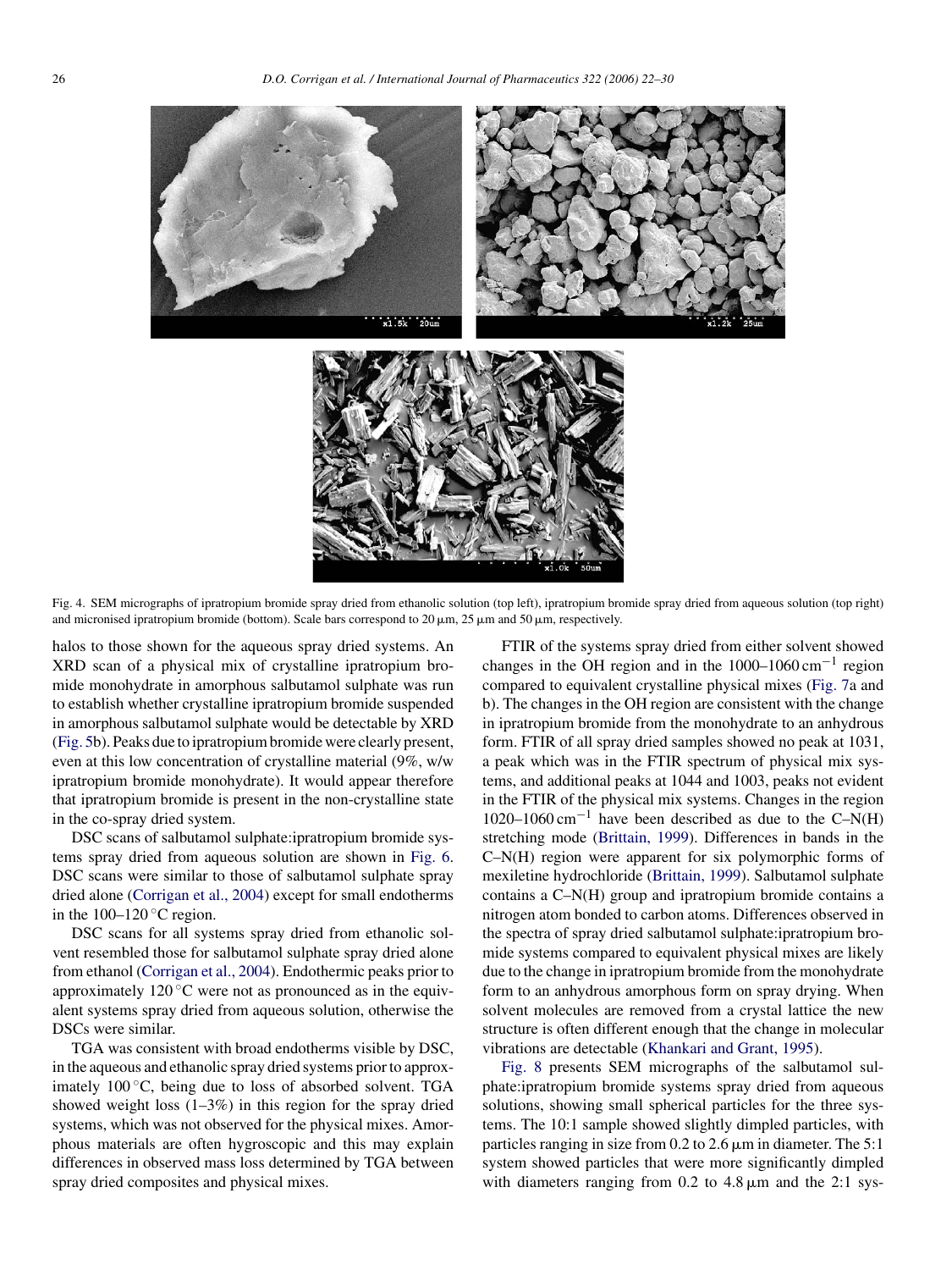Fig. 4. SEM micrographs of ipratropium bromide spray dried from ethanolic solution (top left), ipratropium bromide spray dried from aqueous solution (top right) and micronised ipratropium bromide (bottom). Scale bars correspond to 20 μm, 25 μm and 50 μm, respectively.

halos to those shown for the aqueous spray dried systems. An XRD scan of a physical mix of crystalline ipratropium bromide monohydrate in amorphous salbutamol sulphate was run to establish whether crystalline ipratropium bromide suspended in amorphous salbutamol sulphate would be detectable by XRD (Fig. 5b). Peaks due to ipratropium bromide were clearly present, even at this low concentration of crystalline material (9%, w/w ipratropium bromide monohydrate). It would appear therefore that ipratropium bromide is present in the non-crystalline state in the co-spray dried system.

DSC scans of salbutamol sulphate:ipratropium bromide systems spray dried from aqueous solution are shown in Fig. 6. DSC scans were similar to those of salbutamol sulphate spray dried alone (Corrigan et al., 2004) except for small endotherms in the 100–120 °C region.

DSC scans for all systems spray dried from ethanolic solvent resembled those for salbutamol sulphate spray dried alone from ethanol (Corrigan et al., 2004). Endothermic peaks prior to approximately 120 °C were not as pronounced as in the equivalent systems spray dried from aqueous solution, otherwise the DSCs were similar.

TGA was consistent with broad endotherms visible by DSC, in the aqueous and ethanolic spray dried systems prior to approximately 100 °C, being due to loss of absorbed solvent. TGA showed weight loss (1–3%) in this region for the spray dried systems, which was not observed for the physical mixes. Amorphous materials are often hygroscopic and this may explain differences in observed mass loss determined by TGA between spray dried composites and physical mixes.

FTIR of the systems spray dried from either solvent showed changes in the OH region and in the 1000–1060 $cm^{-1}$ region compared to equivalent crystalline physical mixes (Fig. 7a and b). The changes in the OH region are consistent with the change in ipratropium bromide from the monohydrate to an anhydrous form. FTIR of all spray dried samples showed no peak at 1031, a peak which was in the FTIR spectrum of physical mix systems, and additional peaks at 1044 and 1003, peaks not evident in the FTIR of the physical mix systems. Changes in the region 1020–1060 $cm^{-1}$ have been described as due to the C–N(H) stretching mode (Brittain, 1999). Differences in bands in the C–N(H) region were apparent for six polymorphic forms of mexiletine hydrochloride (Brittain, 1999). Salbutamol sulphate contains a C–N(H) group and ipratropium bromide contains a nitrogen atom bonded to carbon atoms. Differences observed in the spectra of spray dried salbutamol sulphate:ipratropium bromide systems compared to equivalent physical mixes are likely due to the change in ipratropium bromide from the monohydrate form to an anhydrous amorphous form on spray drying. When solvent molecules are removed from a crystal lattice the new structure is often different enough that the change in molecular vibrations are detectable (Khankari and Grant, 1995).

Fig. 8 presents SEM micrographs of the salbutamol sulphate:ipratropium bromide systems spray dried from aqueous solutions, showing small spherical particles for the three systems. The 10:1 sample showed slightly dimpled particles, with particles ranging in size from 0.2 to 2.6 μm in diameter. The 5:1 system showed particles that were more significantly dimpled with diameters ranging from 0.2 to 4.8 μm and the 2:1 sys-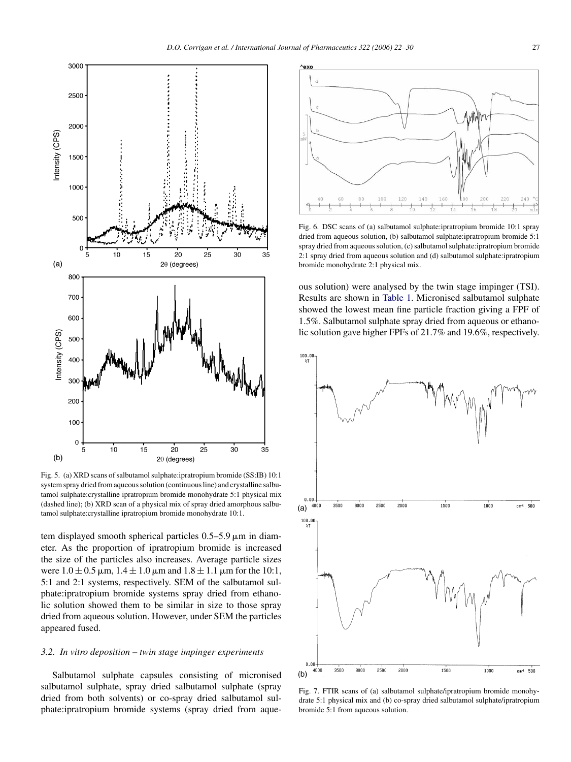Fig. 5. (a) XRD scans of salbutamol sulphate:ipratropium bromide (SS:IB) 10:1 system spray dried from aqueous solution (continuous line) and crystalline salbutamol sulphate:crystalline ipratropium bromide monohydrate 5:1 physical mix (dashed line); (b) XRD scan of a physical mix of spray dried amorphous salbutamol sulphate:crystalline ipratropium bromide monohydrate 10:1.

tem displayed smooth spherical particles 0.5–5.9 μm in diameter. As the proportion of ipratropium bromide is increased the size of the particles also increases. Average particle sizes were $1.0 \pm 0.5$ μm, $1.4 \pm 1.0$ μm and $1.8 \pm 1.1$ μm for the 10:1, 5:1 and 2:1 systems, respectively. SEM of the salbutamol sulphate:ipratropium bromide systems spray dried from ethanolic solution showed them to be similar in size to those spray dried from aqueous solution. However, under SEM the particles appeared fused.

### 3.2. In vitro deposition – twin stage impinger experiments

Salbutamol sulphate capsules consisting of micronised salbutamol sulphate, spray dried salbutamol sulphate (spray dried from both solvents) or co-spray dried salbutamol sulphate:ipratropium bromide systems (spray dried from aqueous solution) were analysed by the twin stage impinger (TSI). Results are shown in Table 1. Micronised salbutamol sulphate showed the lowest mean fine particle fraction giving a FPF of 1.5%. Salbutamol sulphate spray dried from aqueous or ethanolic solution gave higher FPFs of 21.7% and 19.6%, respectively.

Fig. 6. DSC scans of (a) salbutamol sulphate:ipratropium bromide 10:1 spray dried from aqueous solution, (b) salbutamol sulphate:ipratropium bromide 5:1 spray dried from aqueous solution, (c) salbutamol sulphate:ipratropium bromide 2:1 spray dried from aqueous solution and (d) salbutamol sulphate:ipratropium bromide monohydrate 2:1 physical mix.

Fig. 7. FTIR scans of (a) salbutamol sulphate/ipratropium bromide monohydrate 5:1 physical mix and (b) co-spray dried salbutamol sulphate/ipratropium bromide 5:1 from aqueous solution.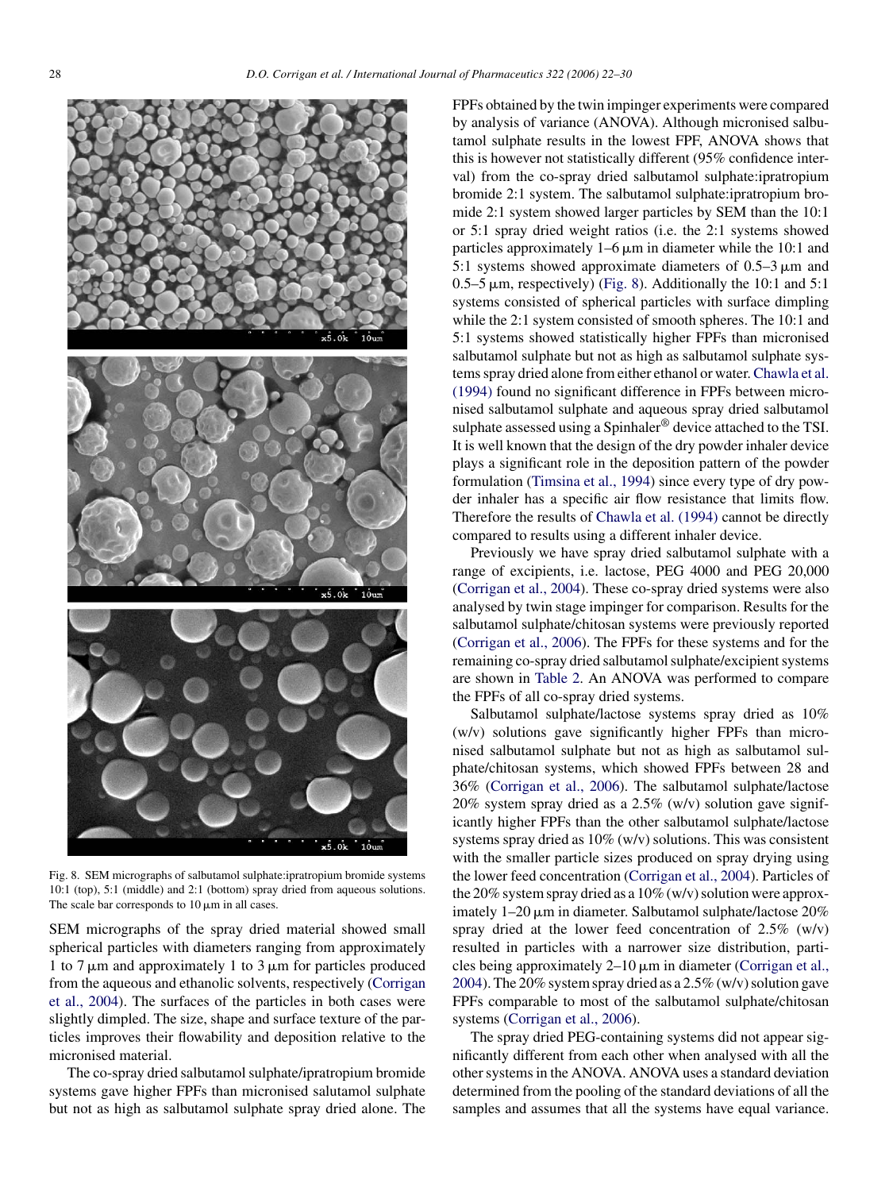Fig. 8. SEM micrographs of salbutamol sulphate:ipratropium bromide systems 10:1 (top), 5:1 (middle) and 2:1 (bottom) spray dried from aqueous solutions. The scale bar corresponds to 10 μm in all cases.

SEM micrographs of the spray dried material showed small spherical particles with diameters ranging from approximately 1 to 7 μm and approximately 1 to 3 μm for particles produced from the aqueous and ethanolic solvents, respectively (Corrigan et al., 2004). The surfaces of the particles in both cases were slightly dimpled. The size, shape and surface texture of the particles improves their flowability and deposition relative to the micronised material.

The co-spray dried salbutamol sulphate/ipratropium bromide systems gave higher FPFs than micronised salutamol sulphate but not as high as salbutamol sulphate spray dried alone. The FPFs obtained by the twin impinger experiments were compared by analysis of variance (ANOVA). Although micronised salbutamol sulphate results in the lowest FPF, ANOVA shows that this is however not statistically different (95% confidence interval) from the co-spray dried salbutamol sulphate:ipratropium bromide 2:1 system. The salbutamol sulphate:ipratropium bromide 2:1 system showed larger particles by SEM than the 10:1 or 5:1 spray dried weight ratios (i.e. the 2:1 systems showed particles approximately 1–6 μm in diameter while the 10:1 and 5:1 systems showed approximate diameters of 0.5–3 μm and 0.5–5 μm, respectively) (Fig. 8). Additionally the 10:1 and 5:1 systems consisted of spherical particles with surface dimpling while the 2:1 system consisted of smooth spheres. The 10:1 and 5:1 systems showed statistically higher FPFs than micronised salbutamol sulphate but not as high as salbutamol sulphate systems spray dried alone from either ethanol or water. Chawla et al. (1994) found no significant difference in FPFs between micronised salbutamol sulphate and aqueous spray dried salbutamol sulphate assessed using a Spinhaler® device attached to the TSI. It is well known that the design of the dry powder inhaler device plays a significant role in the deposition pattern of the powder formulation (Timsina et al., 1994) since every type of dry powder inhaler has a specific air flow resistance that limits flow. Therefore the results of Chawla et al. (1994) cannot be directly compared to results using a different inhaler device.

Previously we have spray dried salbutamol sulphate with a range of excipients, i.e. lactose, PEG 4000 and PEG 20,000 (Corrigan et al., 2004). These co-spray dried systems were also analysed by twin stage impinger for comparison. Results for the salbutamol sulphate/chitosan systems were previously reported (Corrigan et al., 2006). The FPFs for these systems and for the remaining co-spray dried salbutamol sulphate/excipient systems are shown in Table 2. An ANOVA was performed to compare the FPFs of all co-spray dried systems.

Salbutamol sulphate/lactose systems spray dried as 10% (w/v) solutions gave significantly higher FPFs than micronised salbutamol sulphate but not as high as salbutamol sulphate/chitosan systems, which showed FPFs between 28 and 36% (Corrigan et al., 2006). The salbutamol sulphate/lactose 20% system spray dried as a 2.5% (w/v) solution gave significantly higher FPFs than the other salbutamol sulphate/lactose systems spray dried as 10% (w/v) solutions. This was consistent with the smaller particle sizes produced on spray drying using the lower feed concentration (Corrigan et al., 2004). Particles of the 20% system spray dried as a 10% (w/v) solution were approximately 1–20 μm in diameter. Salbutamol sulphate/lactose 20% spray dried at the lower feed concentration of 2.5% (w/v) resulted in particles with a narrower size distribution, particles being approximately 2–10 μm in diameter (Corrigan et al., 2004). The 20% system spray dried as a 2.5% (w/v) solution gave FPFs comparable to most of the salbutamol sulphate/chitosan systems (Corrigan et al., 2006).

The spray dried PEG-containing systems did not appear significantly different from each other when analysed with all the other systems in the ANOVA. ANOVA uses a standard deviation determined from the pooling of the standard deviations of all the samples and assumes that all the systems have equal variance.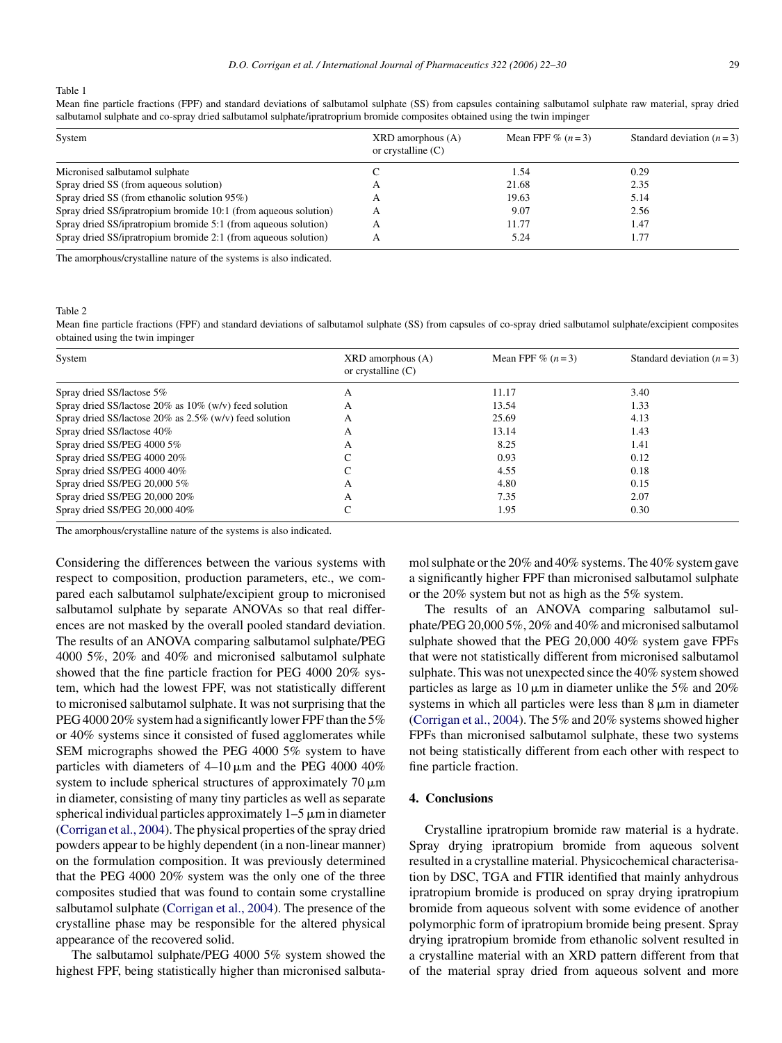Table 1

Mean fine particle fractions (FPF) and standard deviations of salbutamol sulphate (SS) from capsules containing salbutamol sulphate raw material, spray dried salbutamol sulphate and co-spray dried salbutamol sulphate/ipratropium bromide composites obtained using the twin impinger

| System | XRD amorphous (A) or crystalline (C) | Mean FPF % ($n = 3$) | Standard deviation ($n = 3$) |
|---|---|---|---|
| Micronised salbutamol sulphate | C | 1.54 | 0.29 |
| Spray dried SS (from aqueous solution) | A | 21.68 | 2.35 |
| Spray dried SS (from ethanolic solution 95%) | A | 19.63 | 5.14 |
| Spray dried SS/ipratropium bromide 10:1 (from aqueous solution) | A | 9.07 | 2.56 |
| Spray dried SS/ipratropium bromide 5:1 (from aqueous solution) | A | 11.77 | 1.47 |
| Spray dried SS/ipratropium bromide 2:1 (from aqueous solution) | A | 5.24 | 1.77 |

The amorphous/crystalline nature of the systems is also indicated.

Table 2

Mean fine particle fractions (FPF) and standard deviations of salbutamol sulphate (SS) from capsules of co-spray dried salbutamol sulphate/excipient composites obtained using the twin impinger

| System | XRD amorphous (A) or crystalline (C) | Mean FPF % ($n = 3$) | Standard deviation ($n = 3$) |
|---|---|---|---|
| Spray dried SS/lactose 5% | A | 11.17 | 3.40 |
| Spray dried SS/lactose 20% as 10% (w/v) feed solution | A | 13.54 | 1.33 |
| Spray dried SS/lactose 20% as 2.5% (w/v) feed solution | A | 25.69 | 4.13 |
| Spray dried SS/lactose 40% | A | 13.14 | 1.43 |
| Spray dried SS/PEG 4000 5% | A | 8.25 | 1.41 |
| Spray dried SS/PEG 4000 20% | C | 0.93 | 0.12 |
| Spray dried SS/PEG 4000 40% | C | 4.55 | 0.18 |
| Spray dried SS/PEG 20,000 5% | A | 4.80 | 0.15 |
| Spray dried SS/PEG 20,000 20% | A | 7.35 | 2.07 |
| Spray dried SS/PEG 20,000 40% | C | 1.95 | 0.30 |

The amorphous/crystalline nature of the systems is also indicated.

Considering the differences between the various systems with respect to composition, production parameters, etc., we compared each salbutamol sulphate/excipient group to micronised salbutamol sulphate by separate ANOVAs so that real differences are not masked by the overall pooled standard deviation. The results of an ANOVA comparing salbutamol sulphate/PEG 4000 5%, 20% and 40% and micronised salbutamol sulphate showed that the fine particle fraction for PEG 4000 20% system, which had the lowest FPF, was not statistically different to micronised salbutamol sulphate. It was not surprising that the PEG 4000 20% system had a significantly lower FPF than the 5% or 40% systems since it consisted of fused agglomerates while SEM micrographs showed the PEG 4000 5% system to have particles with diameters of 4–10 μm and the PEG 4000 40% system to include spherical structures of approximately 70 μm in diameter, consisting of many tiny particles as well as separate spherical individual particles approximately 1–5 μm in diameter (Corrigan et al., 2004). The physical properties of the spray dried powders appear to be highly dependent (in a non-linear manner) on the formulation composition. It was previously determined that the PEG 4000 20% system was the only one of the three composites studied that was found to contain some crystalline salbutamol sulphate (Corrigan et al., 2004). The presence of the crystalline phase may be responsible for the altered physical appearance of the recovered solid.

The salbutamol sulphate/PEG 4000 5% system showed the highest FPF, being statistically higher than micronised salbutamol sulphate or the 20% and 40% systems. The 40% system gave a significantly higher FPF than micronised salbutamol sulphate or the 20% system but not as high as the 5% system.

The results of an ANOVA comparing salbutamol sulphate/PEG 20,000 5%, 20% and 40% and micronised salbutamol sulphate showed that the PEG 20,000 40% system gave FPFs that were not statistically different from micronised salbutamol sulphate. This was not unexpected since the 40% system showed particles as large as 10 μm in diameter unlike the 5% and 20% systems in which all particles were less than 8 μm in diameter (Corrigan et al., 2004). The 5% and 20% systems showed higher FPFs than micronised salbutamol sulphate, these two systems not being statistically different from each other with respect to fine particle fraction.

## 4. Conclusions

Crystalline ipratropium bromide raw material is a hydrate. Spray drying ipratropium bromide from aqueous solvent resulted in a crystalline material. Physicochemical characterisation by DSC, TGA and FTIR identified that mainly anhydrous ipratropium bromide is produced on spray drying ipratropium bromide from aqueous solvent with some evidence of another polymorphic form of ipratropium bromide being present. Spray drying ipratropium bromide from ethanolic solvent resulted in a crystalline material with an XRD pattern different from that of the material spray dried from aqueous solvent and more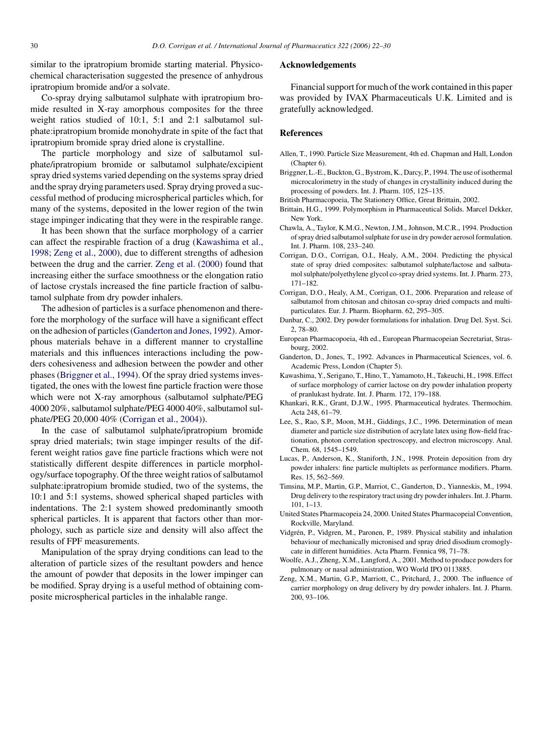similar to the ipratropium bromide starting material. Physicochemical characterisation suggested the presence of anhydrous ipratropium bromide and/or a solvate.

Co-spray drying salbutamol sulphate with ipratropium bromide resulted in X-ray amorphous composites for the three weight ratios studied of 10:1, 5:1 and 2:1 salbutamol sulphate:ipratropium bromide monohydrate in spite of the fact that ipratropium bromide spray dried alone is crystalline.

The particle morphology and size of salbutamol sulphate/ipratropium bromide or salbutamol sulphate/excipient spray dried systems varied depending on the systems spray dried and the spray drying parameters used. Spray drying proved a successful method of producing microspherical particles which, for many of the systems, deposited in the lower region of the twin stage impinger indicating that they were in the respirable range.

It has been shown that the surface morphology of a carrier can affect the respirable fraction of a drug (Kawashima et al., 1998; Zeng et al., 2000), due to different strengths of adhesion between the drug and the carrier. Zeng et al. (2000) found that increasing either the surface smoothness or the elongation ratio of lactose crystals increased the fine particle fraction of salbutamol sulphate from dry powder inhalers.

The adhesion of particles is a surface phenomenon and therefore the morphology of the surface will have a significant effect on the adhesion of particles (Ganderton and Jones, 1992). Amorphous materials behave in a different manner to crystalline materials and this influences interactions including the powders cohesiveness and adhesion between the powder and other phases (Briggner et al., 1994). Of the spray dried systems investigated, the ones with the lowest fine particle fraction were those which were not X-ray amorphous (salbutamol sulphate/PEG 4000 20%, salbutamol sulphate/PEG 4000 40%, salbutamol sulphate/PEG 20,000 40% (Corrigan et al., 2004)).

In the case of salbutamol sulphate/ipratropium bromide spray dried materials; twin stage impinger results of the different weight ratios gave fine particle fractions which were not statistically different despite differences in particle morphology/surface topography. Of the three weight ratios of salbutamol sulphate:ipratropium bromide studied, two of the systems, the 10:1 and 5:1 systems, showed spherical shaped particles with indentations. The 2:1 system showed predominantly smooth spherical particles. It is apparent that factors other than morphology, such as particle size and density will also affect the results of FPF measurements.

Manipulation of the spray drying conditions can lead to the alteration of particle sizes of the resultant powders and hence the amount of powder that deposits in the lower impinger can be modified. Spray drying is a useful method of obtaining composite microspherical particles in the inhalable range.

## Acknowledgements

Financial support for much of the work contained in this paper was provided by IVAX Pharmaceuticals U.K. Limited and is gratefully acknowledged.

## References

Allen, T., 1990. Particle Size Measurement, 4th ed. Chapman and Hall, London (Chapter 6).

Briggner, L.-E., Buckton, G., Bystrom, K., Darcy, P., 1994. The use of isothermal microcalorimetry in the study of changes in crystallinity induced during the processing of powders. Int. J. Pharm. 105, 125–135.

British Pharmacopoeia, The Stationery Office, Great Brittain, 2002.

Brittain, H.G., 1999. Polymorphism in Pharmaceutical Solids. Marcel Dekker, New York.

Chawla, A., Taylor, K.M.G., Newton, J.M., Johnson, M.C.R., 1994. Production of spray dried salbutamol sulphate for use in dry powder aerosol formulation. Int. J. Pharm. 108, 233–240.

Corrigan, D.O., Corrigan, O.I., Healy, A.M., 2004. Predicting the physical state of spray dried composites: salbutamol sulphate/lactose and salbutamol sulphate/polyethylene glycol co-spray dried systems. Int. J. Pharm. 273, 171–182.

Corrigan, D.O., Healy, A.M., Corrigan, O.I., 2006. Preparation and release of salbutamol from chitosan and chitosan co-spray dried compacts and multiparticulates. Eur. J. Pharm. Biopharm. 62, 295–305.

Dunbar, C., 2002. Dry powder formulations for inhalation. Drug Del. Syst. Sci. 2, 78–80.

European Pharmacopoeia, 4th ed., European Pharmacopeian Secretariat, Strasbourg, 2002.

Ganderton, D., Jones, T., 1992. Advances in Pharmaceutical Sciences, vol. 6. Academic Press, London (Chapter 5).

Kawashima, Y., Serigano, T., Hino, T., Yamamoto, H., Takeuchi, H., 1998. Effect of surface morphology of carrier lactose on dry powder inhalation property of pranlukast hydrate. Int. J. Pharm. 172, 179–188.

Khankari, R.K., Grant, D.J.W., 1995. Pharmaceutical hydrates. Thermochim. Acta 248, 61–79.

Lee, S., Rao, S.P., Moon, M.H., Giddings, J.C., 1996. Determination of mean diameter and particle size distribution of acrylate latex using flow-field fractionation, photon correlation spectroscopy, and electron microscopy. Anal. Chem. 68, 1545–1549.

Lucas, P., Anderson, K., Staniforth, J.N., 1998. Protein deposition from dry powder inhalers: fine particle multiplets as performance modifiers. Pharm. Res. 15, 562–569.

Timsina, M.P., Martin, G.P., Marriot, C., Ganderton, D., Yianneskis, M., 1994. Drug delivery to the respiratory tract using dry powder inhalers. Int. J. Pharm. 101, 1–13.

United States Pharmacopeia 24, 2000. United States Pharmacopeial Convention, Rockville, Maryland.

Vidgrén, P., Vidgren, M., Paronen, P., 1989. Physical stability and inhalation behaviour of mechanically micronised and spray dried disodium cromoglycate in different humidities. Acta Pharm. Fennica 98, 71–78.

Woolfe, A.J., Zheng, X.M., Langford, A., 2001. Method to produce powders for pulmonary or nasal administration, WO World IPO 0113885.

Zeng, X.M., Martin, G.P., Marriott, C., Pritchard, J., 2000. The influence of carrier morphology on drug delivery by dry powder inhalers. Int. J. Pharm. 200, 93–106.